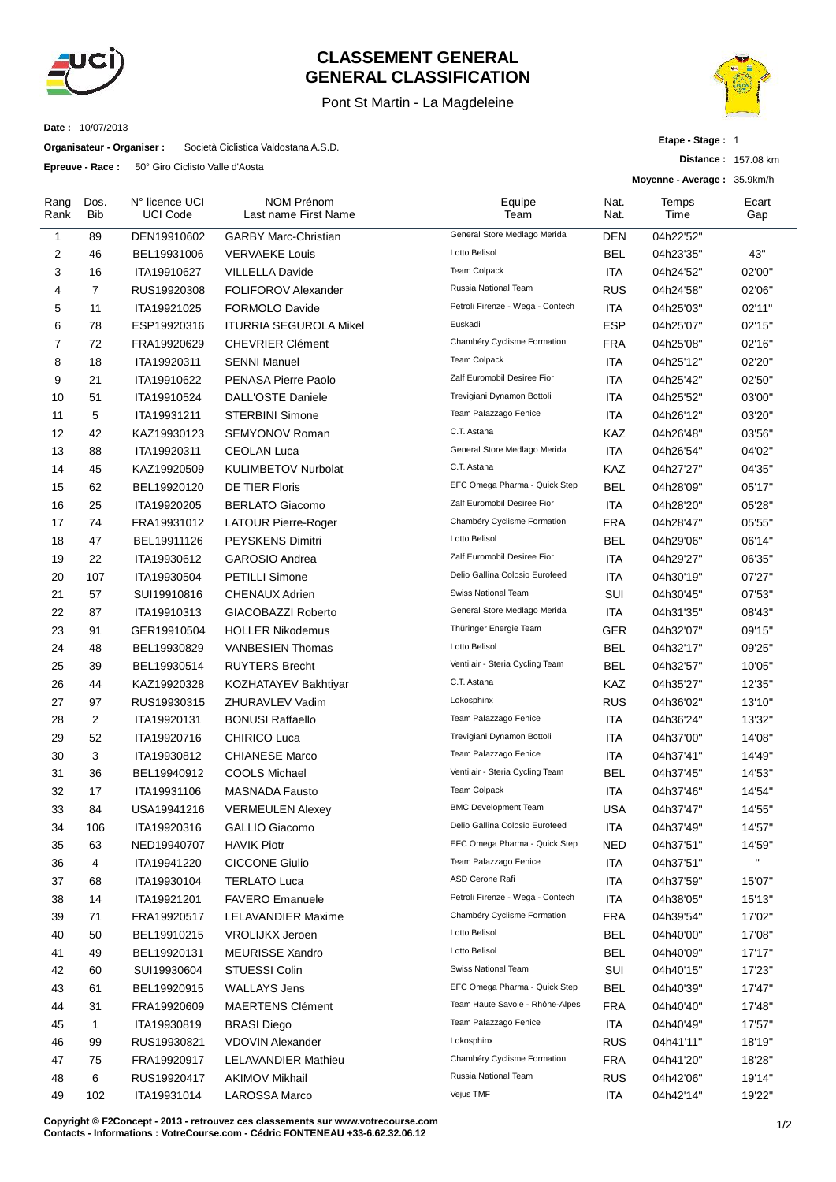# CLASSEMENT GENERAL
# GENERAL CLASSIFICATION

Pont St Martin - La Magdeleine

**Date :** 10/07/2013

**Organisateur - Organiser :** Società Ciclistica Valdostana A.S.D.

**Epreuve - Race :** 50° Giro Ciclisto Valle d'Aosta

**Etape - Stage :** 1

**Distance :** 157.08 km

**Moyenne - Average :** 35.9km/h

| Rang Rank | Dos. Bib | N° licence UCI UCI Code | NOM Prénom Last name First Name | Equipe Team | Nat. Nat. | Temps Time | Ecart Gap |
|---|---|---|---|---|---|---|---|
| 1 | 89 | DEN19910602 | GARBY Marc-Christian | General Store Medlago Merida | DEN | 04h22'52" | |
| 2 | 46 | BEL19931006 | VERVAEKE Louis | Lotto Belisol | BEL | 04h23'35" | 43" |
| 3 | 16 | ITA19910627 | VILLELLA Davide | Team Colpack | ITA | 04h24'52" | 02'00" |
| 4 | 7 | RUS19920308 | FOLIFOROV Alexander | Russia National Team | RUS | 04h24'58" | 02'06" |
| 5 | 11 | ITA19921025 | FORMOLO Davide | Petroli Firenze - Wega - Contech | ITA | 04h25'03" | 02'11" |
| 6 | 78 | ESP19920316 | ITURRIA SEGUROLA Mikel | Euskadi | ESP | 04h25'07" | 02'15" |
| 7 | 72 | FRA19920629 | CHEVRIER Clément | Chambéry Cyclisme Formation | FRA | 04h25'08" | 02'16" |
| 8 | 18 | ITA19920311 | SENNI Manuel | Team Colpack | ITA | 04h25'12" | 02'20" |
| 9 | 21 | ITA19910622 | PENASA Pierre Paolo | Zalf Euromobil Desiree Fior | ITA | 04h25'42" | 02'50" |
| 10 | 51 | ITA19910524 | DALL'OSTE Daniele | Trevigiani Dynamon Bottoli | ITA | 04h25'52" | 03'00" |
| 11 | 5 | ITA19931211 | STERBINI Simone | Team Palazzago Fenice | ITA | 04h26'12" | 03'20" |
| 12 | 42 | KAZ19930123 | SEMYONOV Roman | C.T. Astana | KAZ | 04h26'48" | 03'56" |
| 13 | 88 | ITA19920311 | CEOLAN Luca | General Store Medlago Merida | ITA | 04h26'54" | 04'02" |
| 14 | 45 | KAZ19920509 | KULIMBETOV Nurbolat | C.T. Astana | KAZ | 04h27'27" | 04'35" |
| 15 | 62 | BEL19920120 | DE TIER Floris | EFC Omega Pharma - Quick Step | BEL | 04h28'09" | 05'17" |
| 16 | 25 | ITA19920205 | BERLATO Giacomo | Zalf Euromobil Desiree Fior | ITA | 04h28'20" | 05'28" |
| 17 | 74 | FRA19931012 | LATOUR Pierre-Roger | Chambéry Cyclisme Formation | FRA | 04h28'47" | 05'55" |
| 18 | 47 | BEL19911126 | PEYSKENS Dimitri | Lotto Belisol | BEL | 04h29'06" | 06'14" |
| 19 | 22 | ITA19930612 | GAROSIO Andrea | Zalf Euromobil Desiree Fior | ITA | 04h29'27" | 06'35" |
| 20 | 107 | ITA19930504 | PETILLI Simone | Delio Gallina Colosio Eurofeed | ITA | 04h30'19" | 07'27" |
| 21 | 57 | SUI19910816 | CHENAUX Adrien | Swiss National Team | SUI | 04h30'45" | 07'53" |
| 22 | 87 | ITA19910313 | GIACOBAZZI Roberto | General Store Medlago Merida | ITA | 04h31'35" | 08'43" |
| 23 | 91 | GER19910504 | HOLLER Nikodemus | Thüringer Energie Team | GER | 04h32'07" | 09'15" |
| 24 | 48 | BEL19930829 | VANBESIEN Thomas | Lotto Belisol | BEL | 04h32'17" | 09'25" |
| 25 | 39 | BEL19930514 | RUYTERS Brecht | Ventilair - Steria Cycling Team | BEL | 04h32'57" | 10'05" |
| 26 | 44 | KAZ19920328 | KOZHATAYEV Bakhtiyar | C.T. Astana | KAZ | 04h35'27" | 12'35" |
| 27 | 97 | RUS19930315 | ZHURAVLEV Vadim | Lokosphinx | RUS | 04h36'02" | 13'10" |
| 28 | 2 | ITA19920131 | BONUSI Raffaello | Team Palazzago Fenice | ITA | 04h36'24" | 13'32" |
| 29 | 52 | ITA19920716 | CHIRICO Luca | Trevigiani Dynamon Bottoli | ITA | 04h37'00" | 14'08" |
| 30 | 3 | ITA19930812 | CHIANESE Marco | Team Palazzago Fenice | ITA | 04h37'41" | 14'49" |
| 31 | 36 | BEL19940912 | COOLS Michael | Ventilair - Steria Cycling Team | BEL | 04h37'45" | 14'53" |
| 32 | 17 | ITA19931106 | MASNADA Fausto | Team Colpack | ITA | 04h37'46" | 14'54" |
| 33 | 84 | USA19941216 | VERMEULEN Alexey | BMC Development Team | USA | 04h37'47" | 14'55" |
| 34 | 106 | ITA19920316 | GALLIO Giacomo | Delio Gallina Colosio Eurofeed | ITA | 04h37'49" | 14'57" |
| 35 | 63 | NED19940707 | HAVIK Piotr | EFC Omega Pharma - Quick Step | NED | 04h37'51" | 14'59" |
| 36 | 4 | ITA19941220 | CICCONE Giulio | Team Palazzago Fenice | ITA | 04h37'51" | " |
| 37 | 68 | ITA19930104 | TERLATO Luca | ASD Cerone Rafi | ITA | 04h37'59" | 15'07" |
| 38 | 14 | ITA19921201 | FAVERO Emanuele | Petroli Firenze - Wega - Contech | ITA | 04h38'05" | 15'13" |
| 39 | 71 | FRA19920517 | LELAVANDIER Maxime | Chambéry Cyclisme Formation | FRA | 04h39'54" | 17'02" |
| 40 | 50 | BEL19910215 | VROLIJKX Jeroen | Lotto Belisol | BEL | 04h40'00" | 17'08" |
| 41 | 49 | BEL19920131 | MEURISSE Xandro | Lotto Belisol | BEL | 04h40'09" | 17'17" |
| 42 | 60 | SUI19930604 | STUESSI Colin | Swiss National Team | SUI | 04h40'15" | 17'23" |
| 43 | 61 | BEL19920915 | WALLAYS Jens | EFC Omega Pharma - Quick Step | BEL | 04h40'39" | 17'47" |
| 44 | 31 | FRA19920609 | MAERTENS Clément | Team Haute Savoie - Rhône-Alpes | FRA | 04h40'40" | 17'48" |
| 45 | 1 | ITA19930819 | BRASI Diego | Team Palazzago Fenice | ITA | 04h40'49" | 17'57" |
| 46 | 99 | RUS19930821 | VDOVIN Alexander | Lokosphinx | RUS | 04h41'11" | 18'19" |
| 47 | 75 | FRA19920917 | LELAVANDIER Mathieu | Chambéry Cyclisme Formation | FRA | 04h41'20" | 18'28" |
| 48 | 6 | RUS19920417 | AKIMOV Mikhail | Russia National Team | RUS | 04h42'06" | 19'14" |
| 49 | 102 | ITA19931014 | LAROSSA Marco | Vejus TMF | ITA | 04h42'14" | 19'22" |

**Copyright © F2Concept - 2013 - retrouvez ces classements sur www.votrecourse.com**
**Contacts - Informations : VotreCourse.com - Cédric FONTENEAU +33-6.62.32.06.12**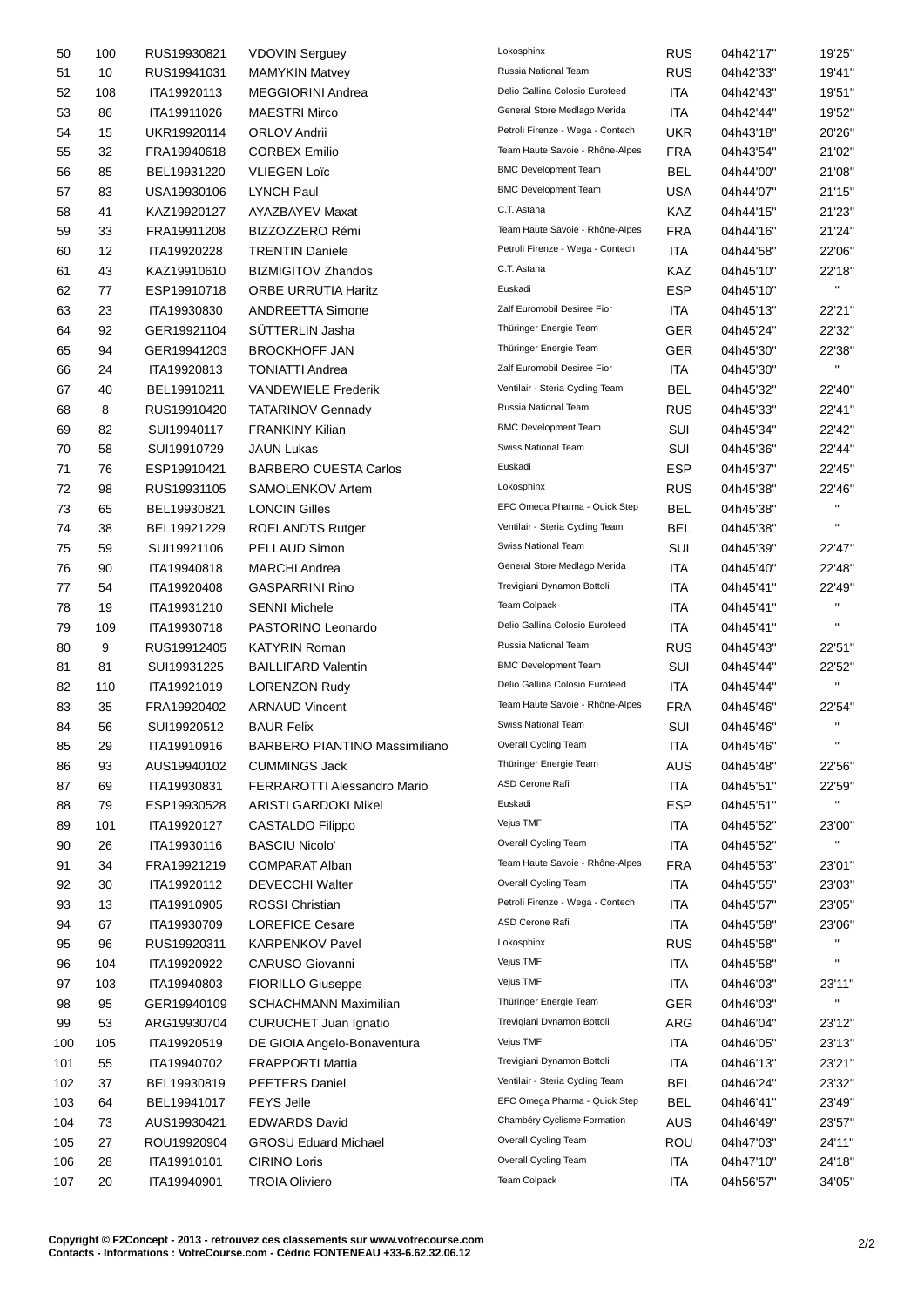| | | | | | | | |
|---|---|---|---|---|---|---|---|
| 50 | 100 | RUS19930821 | VDOVIN Serguey | Lokosphinx | RUS | 04h42'17'' | 19'25'' |
| 51 | 10 | RUS19941031 | MAMYKIN Matvey | Russia National Team | RUS | 04h42'33'' | 19'41'' |
| 52 | 108 | ITA19920113 | MEGGIORINI Andrea | Delio Gallina Colosio Eurofeed | ITA | 04h42'43'' | 19'51'' |
| 53 | 86 | ITA19911026 | MAESTRI Mirco | General Store Medlago Merida | ITA | 04h42'44'' | 19'52'' |
| 54 | 15 | UKR19920114 | ORLOV Andrii | Petroli Firenze - Wega - Contech | UKR | 04h43'18'' | 20'26'' |
| 55 | 32 | FRA19940618 | CORBEX Emilio | Team Haute Savoie - Rhône-Alpes | FRA | 04h43'54'' | 21'02'' |
| 56 | 85 | BEL19931220 | VLIEGEN Loïc | BMC Development Team | BEL | 04h44'00'' | 21'08'' |
| 57 | 83 | USA19930106 | LYNCH Paul | BMC Development Team | USA | 04h44'07'' | 21'15'' |
| 58 | 41 | KAZ19920127 | AYAZBAYEV Maxat | C.T. Astana | KAZ | 04h44'15'' | 21'23'' |
| 59 | 33 | FRA19911208 | BIZZOZZERO Rémi | Team Haute Savoie - Rhône-Alpes | FRA | 04h44'16'' | 21'24'' |
| 60 | 12 | ITA19920228 | TRENTIN Daniele | Petroli Firenze - Wega - Contech | ITA | 04h44'58'' | 22'06'' |
| 61 | 43 | KAZ19910610 | BIZMIGITOV Zhandos | C.T. Astana | KAZ | 04h45'10'' | 22'18'' |
| 62 | 77 | ESP19910718 | ORBE URRUTIA Haritz | Euskadi | ESP | 04h45'10'' | '' |
| 63 | 23 | ITA19930830 | ANDREETTA Simone | Zalf Euromobil Desiree Fior | ITA | 04h45'13'' | 22'21'' |
| 64 | 92 | GER19921104 | SÜTTERLIN Jasha | Thüringer Energie Team | GER | 04h45'24'' | 22'32'' |
| 65 | 94 | GER19941203 | BROCKHOFF JAN | Thüringer Energie Team | GER | 04h45'30'' | 22'38'' |
| 66 | 24 | ITA19920813 | TONIATTI Andrea | Zalf Euromobil Desiree Fior | ITA | 04h45'30'' | '' |
| 67 | 40 | BEL19910211 | VANDEWIELE Frederik | Ventilair - Steria Cycling Team | BEL | 04h45'32'' | 22'40'' |
| 68 | 8 | RUS19910420 | TATARINOV Gennady | Russia National Team | RUS | 04h45'33'' | 22'41'' |
| 69 | 82 | SUI19940117 | FRANKINY Kilian | BMC Development Team | SUI | 04h45'34'' | 22'42'' |
| 70 | 58 | SUI19910729 | JAUN Lukas | Swiss National Team | SUI | 04h45'36'' | 22'44'' |
| 71 | 76 | ESP19910421 | BARBERO CUESTA Carlos | Euskadi | ESP | 04h45'37'' | 22'45'' |
| 72 | 98 | RUS19931105 | SAMOLENKOV Artem | Lokosphinx | RUS | 04h45'38'' | 22'46'' |
| 73 | 65 | BEL19930821 | LONCIN Gilles | EFC Omega Pharma - Quick Step | BEL | 04h45'38'' | '' |
| 74 | 38 | BEL19921229 | ROELANDTS Rutger | Ventilair - Steria Cycling Team | BEL | 04h45'38'' | '' |
| 75 | 59 | SUI19921106 | PELLAUD Simon | Swiss National Team | SUI | 04h45'39'' | 22'47'' |
| 76 | 90 | ITA19940818 | MARCHI Andrea | General Store Medlago Merida | ITA | 04h45'40'' | 22'48'' |
| 77 | 54 | ITA19920408 | GASPARRINI Rino | Trevigiani Dynamon Bottoli | ITA | 04h45'41'' | 22'49'' |
| 78 | 19 | ITA19931210 | SENNI Michele | Team Colpack | ITA | 04h45'41'' | '' |
| 79 | 109 | ITA19930718 | PASTORINO Leonardo | Delio Gallina Colosio Eurofeed | ITA | 04h45'41'' | '' |
| 80 | 9 | RUS19912405 | KATYRIN Roman | Russia National Team | RUS | 04h45'43'' | 22'51'' |
| 81 | 81 | SUI19931225 | BAILLIFARD Valentin | BMC Development Team | SUI | 04h45'44'' | 22'52'' |
| 82 | 110 | ITA19921019 | LORENZON Rudy | Delio Gallina Colosio Eurofeed | ITA | 04h45'44'' | '' |
| 83 | 35 | FRA19920402 | ARNAUD Vincent | Team Haute Savoie - Rhône-Alpes | FRA | 04h45'46'' | 22'54'' |
| 84 | 56 | SUI19920512 | BAUR Felix | Swiss National Team | SUI | 04h45'46'' | '' |
| 85 | 29 | ITA19910916 | BARBERO PIANTINO Massimiliano | Overall Cycling Team | ITA | 04h45'46'' | '' |
| 86 | 93 | AUS19940102 | CUMMINGS Jack | Thüringer Energie Team | AUS | 04h45'48'' | 22'56'' |
| 87 | 69 | ITA19930831 | FERRAROTTI Alessandro Mario | ASD Cerone Rafi | ITA | 04h45'51'' | 22'59'' |
| 88 | 79 | ESP19930528 | ARISTI GARDOKI Mikel | Euskadi | ESP | 04h45'51'' | '' |
| 89 | 101 | ITA19920127 | CASTALDO Filippo | Vejus TMF | ITA | 04h45'52'' | 23'00'' |
| 90 | 26 | ITA19930116 | BASCIU Nicolo' | Overall Cycling Team | ITA | 04h45'52'' | '' |
| 91 | 34 | FRA19921219 | COMPARAT Alban | Team Haute Savoie - Rhône-Alpes | FRA | 04h45'53'' | 23'01'' |
| 92 | 30 | ITA19920112 | DEVECCHI Walter | Overall Cycling Team | ITA | 04h45'55'' | 23'03'' |
| 93 | 13 | ITA19910905 | ROSSI Christian | Petroli Firenze - Wega - Contech | ITA | 04h45'57'' | 23'05'' |
| 94 | 67 | ITA19930709 | LOREFICE Cesare | ASD Cerone Rafi | ITA | 04h45'58'' | 23'06'' |
| 95 | 96 | RUS19920311 | KARPENKOV Pavel | Lokosphinx | RUS | 04h45'58'' | '' |
| 96 | 104 | ITA19920922 | CARUSO Giovanni | Vejus TMF | ITA | 04h45'58'' | '' |
| 97 | 103 | ITA19940803 | FIORILLO Giuseppe | Vejus TMF | ITA | 04h46'03'' | 23'11'' |
| 98 | 95 | GER19940109 | SCHACHMANN Maximilian | Thüringer Energie Team | GER | 04h46'03'' | '' |
| 99 | 53 | ARG19930704 | CURUCHET Juan Ignatio | Trevigiani Dynamon Bottoli | ARG | 04h46'04'' | 23'12'' |
| 100 | 105 | ITA19920519 | DE GIOIA Angelo-Bonaventura | Vejus TMF | ITA | 04h46'05'' | 23'13'' |
| 101 | 55 | ITA19940702 | FRAPPORTI Mattia | Trevigiani Dynamon Bottoli | ITA | 04h46'13'' | 23'21'' |
| 102 | 37 | BEL19930819 | PEETERS Daniel | Ventilair - Steria Cycling Team | BEL | 04h46'24'' | 23'32'' |
| 103 | 64 | BEL19941017 | FEYS Jelle | EFC Omega Pharma - Quick Step | BEL | 04h46'41'' | 23'49'' |
| 104 | 73 | AUS19930421 | EDWARDS David | Chambéry Cyclisme Formation | AUS | 04h46'49'' | 23'57'' |
| 105 | 27 | ROU19920904 | GROSU Eduard Michael | Overall Cycling Team | ROU | 04h47'03'' | 24'11'' |
| 106 | 28 | ITA19910101 | CIRINO Loris | Overall Cycling Team | ITA | 04h47'10'' | 24'18'' |
| 107 | 20 | ITA19940901 | TROIA Oliviero | Team Colpack | ITA | 04h56'57'' | 34'05'' |

**Copyright © F2Concept - 2013 - retrouvez ces classements sur www.votrecourse.com**
**Contacts - Informations : VotreCourse.com - Cédric FONTENEAU +33-6.62.32.06.12**